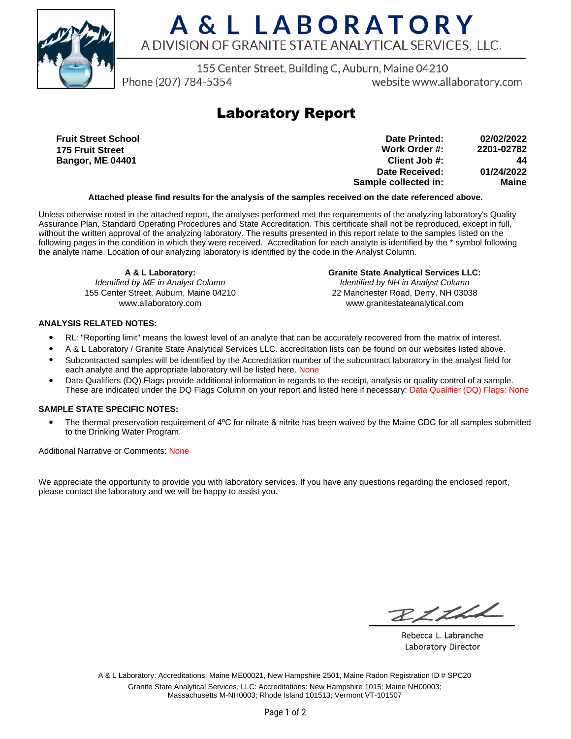# A & L LABORATORY

A DIVISION OF GRANITE STATE ANALYTICAL SERVICES, LLC.

155 Center Street, Building C, Auburn, Maine 04210

Phone (207) 784-5354 website www.allaboratory.com

## Laboratory Report

**Fruit Street School**
**175 Fruit Street**
**Bangor, ME 04401**

| | |
|---|---|
| **Date Printed:** | **02/02/2022** |
| **Work Order #:** | **2201-02782** |
| **Client Job #:** | **44** |
| **Date Received:** | **01/24/2022** |
| **Sample collected in:** | **Maine** |

**Attached please find results for the analysis of the samples received on the date referenced above.**

Unless otherwise noted in the attached report, the analyses performed met the requirements of the analyzing laboratory's Quality Assurance Plan, Standard Operating Procedures and State Accreditation. This certificate shall not be reproduced, except in full, without the written approval of the analyzing laboratory. The results presented in this report relate to the samples listed on the following pages in the condition in which they were received. Accreditation for each analyte is identified by the * symbol following the analyte name. Location of our analyzing laboratory is identified by the code in the Analyst Column.

**A & L Laboratory:**
*Identified by ME in Analyst Column*
155 Center Street, Auburn, Maine 04210
www.allaboratory.com

**Granite State Analytical Services LLC:**
*Identified by NH in Analyst Column*
22 Manchester Road, Derry, NH 03038
www.granitestateanalytical.com

**ANALYSIS RELATED NOTES:**

- RL: "Reporting limit" means the lowest level of an analyte that can be accurately recovered from the matrix of interest.
- A & L Laboratory / Granite State Analytical Services LLC. accreditation lists can be found on our websites listed above.
- Subcontracted samples will be identified by the Accreditation number of the subcontract laboratory in the analyst field for each analyte and the appropriate laboratory will be listed here. None
- Data Qualifiers (DQ) Flags provide additional information in regards to the receipt, analysis or quality control of a sample. These are indicated under the DQ Flags Column on your report and listed here if necessary: Data Qualifier (DQ) Flags: None

**SAMPLE STATE SPECIFIC NOTES:**

- The thermal preservation requirement of 4ºC for nitrate & nitrite has been waived by the Maine CDC for all samples submitted to the Drinking Water Program.

Additional Narrative or Comments: None

We appreciate the opportunity to provide you with laboratory services. If you have any questions regarding the enclosed report, please contact the laboratory and we will be happy to assist you.

Rebecca L. Labranche
Laboratory Director

A & L Laboratory: Accreditations: Maine ME00021, New Hampshire 2501, Maine Radon Registration ID # SPC20
Granite State Analytical Services, LLC: Accreditations: New Hampshire 1015; Maine NH00003; Massachusetts M-NH0003; Rhode Island 101513; Vermont VT-101507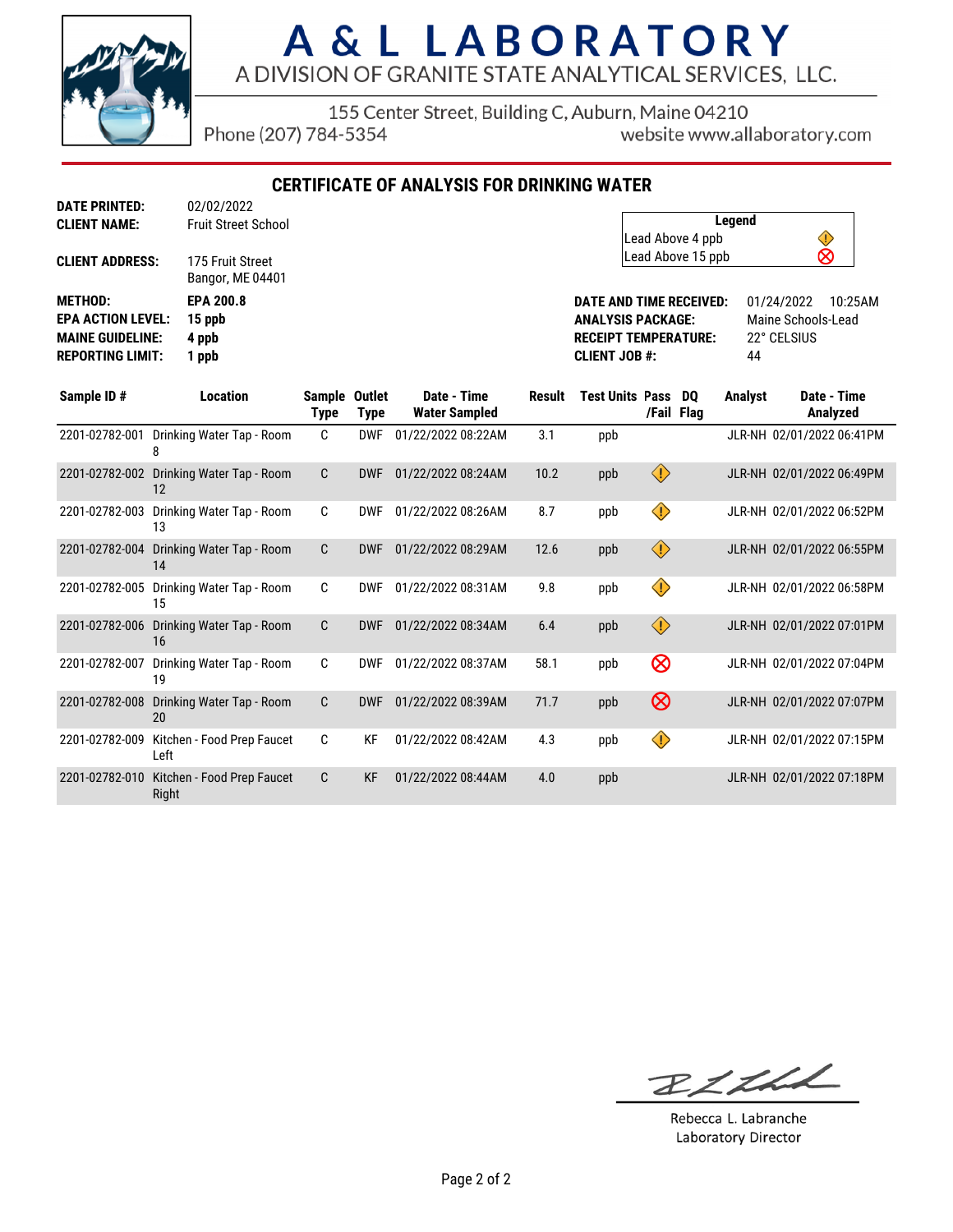# A & L LABORATORY

A DIVISION OF GRANITE STATE ANALYTICAL SERVICES, LLC.

155 Center Street, Building C, Auburn, Maine 04210

Phone (207) 784-5354

website www.allaboratory.com

## CERTIFICATE OF ANALYSIS FOR DRINKING WATER

**DATE PRINTED:** 02/02/2022

**CLIENT NAME:** Fruit Street School

**CLIENT ADDRESS:** 175 Fruit Street, Bangor, ME 04401

**METHOD:** **EPA 200.8**

**EPA ACTION LEVEL:** **15 ppb**

**MAINE GUIDELINE:** **4 ppb**

**REPORTING LIMIT:** **1 ppb**

| Legend | |
|---|---|
| Lead Above 4 ppb | ⚠ |
| Lead Above 15 ppb | ⊗ |

**DATE AND TIME RECEIVED:** 01/24/2022 10:25AM

**ANALYSIS PACKAGE:** Maine Schools-Lead

**RECEIPT TEMPERATURE:** 22° CELSIUS

**CLIENT JOB #:** 44

| Sample ID # | Location | Sample Type | Outlet Type | Date - Time Water Sampled | Result | Test Units | Pass /Fail | DQ Flag | Analyst | Date - Time Analyzed |
|---|---|---|---|---|---|---|---|---|---|---|
| 2201-02782-001 | Drinking Water Tap - Room 8 | C | DWF | 01/22/2022 08:22AM | 3.1 | ppb | | | JLR-NH | 02/01/2022 06:41PM |
| 2201-02782-002 | Drinking Water Tap - Room 12 | C | DWF | 01/22/2022 08:24AM | 10.2 | ppb | ⚠ | | JLR-NH | 02/01/2022 06:49PM |
| 2201-02782-003 | Drinking Water Tap - Room 13 | C | DWF | 01/22/2022 08:26AM | 8.7 | ppb | ⚠ | | JLR-NH | 02/01/2022 06:52PM |
| 2201-02782-004 | Drinking Water Tap - Room 14 | C | DWF | 01/22/2022 08:29AM | 12.6 | ppb | ⚠ | | JLR-NH | 02/01/2022 06:55PM |
| 2201-02782-005 | Drinking Water Tap - Room 15 | C | DWF | 01/22/2022 08:31AM | 9.8 | ppb | ⚠ | | JLR-NH | 02/01/2022 06:58PM |
| 2201-02782-006 | Drinking Water Tap - Room 16 | C | DWF | 01/22/2022 08:34AM | 6.4 | ppb | ⚠ | | JLR-NH | 02/01/2022 07:01PM |
| 2201-02782-007 | Drinking Water Tap - Room 19 | C | DWF | 01/22/2022 08:37AM | 58.1 | ppb | ⊗ | | JLR-NH | 02/01/2022 07:04PM |
| 2201-02782-008 | Drinking Water Tap - Room 20 | C | DWF | 01/22/2022 08:39AM | 71.7 | ppb | ⊗ | | JLR-NH | 02/01/2022 07:07PM |
| 2201-02782-009 | Kitchen - Food Prep Faucet Left | C | KF | 01/22/2022 08:42AM | 4.3 | ppb | ⚠ | | JLR-NH | 02/01/2022 07:15PM |
| 2201-02782-010 | Kitchen - Food Prep Faucet Right | C | KF | 01/22/2022 08:44AM | 4.0 | ppb | | | JLR-NH | 02/01/2022 07:18PM |

Rebecca L. Labranche
Laboratory Director